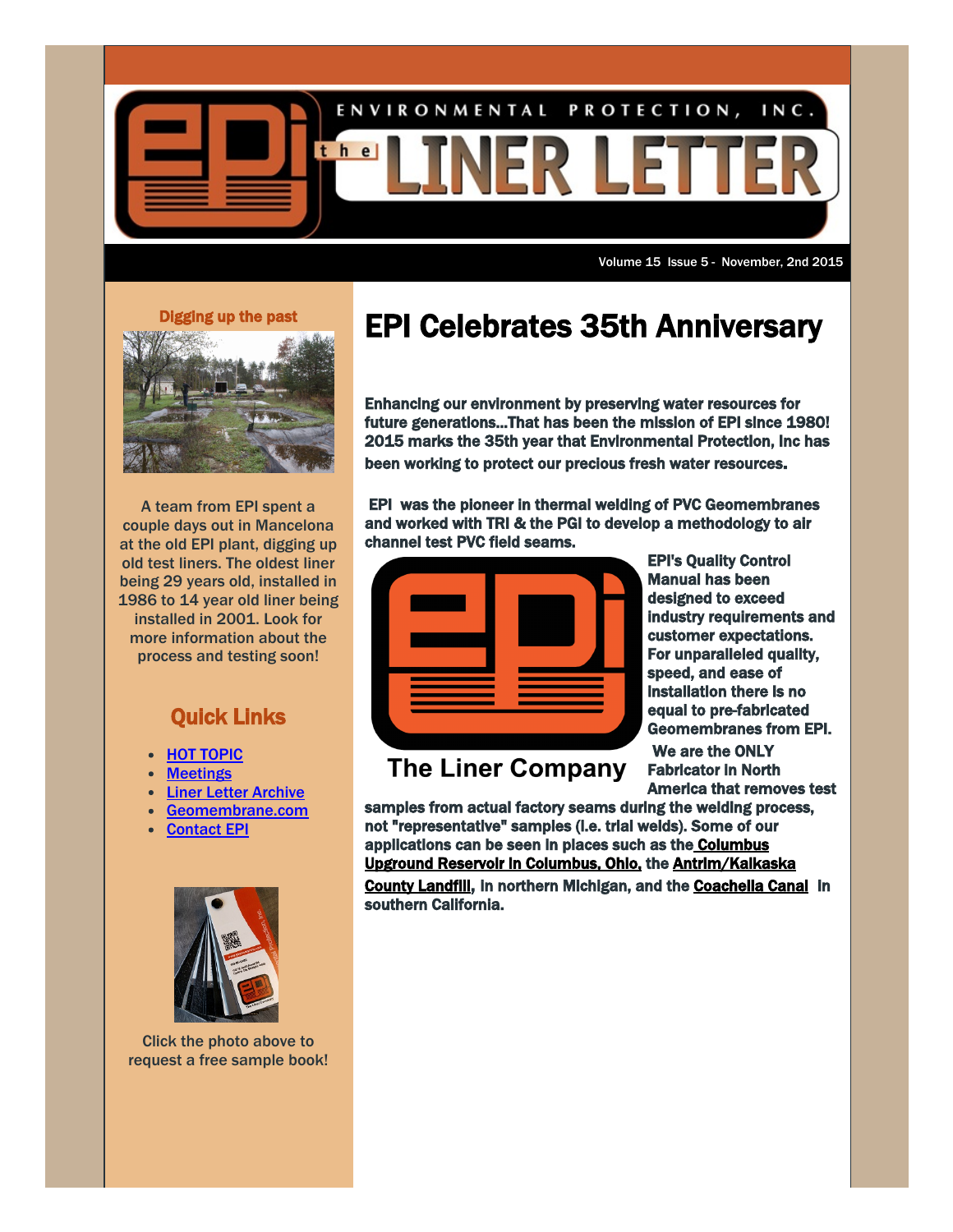# ENVIRONMENTAL PROTECTION, INC.

# the LINER LETTER

Volume 15 Issue 5 - November, 2nd 2015

## EPI Celebrates 35th Anniversary

**Enhancing our environment by preserving water resources for future generations...That has been the mission of EPI since 1980! 2015 marks the 35th year that Environmental Protection, Inc has been working to protect our precious fresh water resources.**

**EPI was the pioneer in thermal welding of PVC Geomembranes and worked with TRI & the PGI to develop a methodology to air channel test PVC field seams.**

The Liner Company

**EPI's Quality Control Manual has been designed to exceed industry requirements and customer expectations. For unparalleled quality, speed, and ease of installation there is no equal to pre-fabricated Geomembranes from EPI.**

**We are the ONLY Fabricator in North America that removes test samples from actual factory seams during the welding process, not "representative" samples (i.e. trial welds). Some of our applications can be seen in places such as the Columbus Upground Reservoir in Columbus, Ohio, the Antrim/Kalkaska County Landfill, in northern Michigan, and the Coachella Canal in southern California.**

### Digging up the past

A team from EPI spent a couple days out in Mancelona at the old EPI plant, digging up old test liners. The oldest liner being 29 years old, installed in 1986 to 14 year old liner being installed in 2001. Look for more information about the process and testing soon!

### Quick Links

- HOT TOPIC
- Meetings
- Liner Letter Archive
- Geomembrane.com
- Contact EPI

Click the photo above to request a free sample book!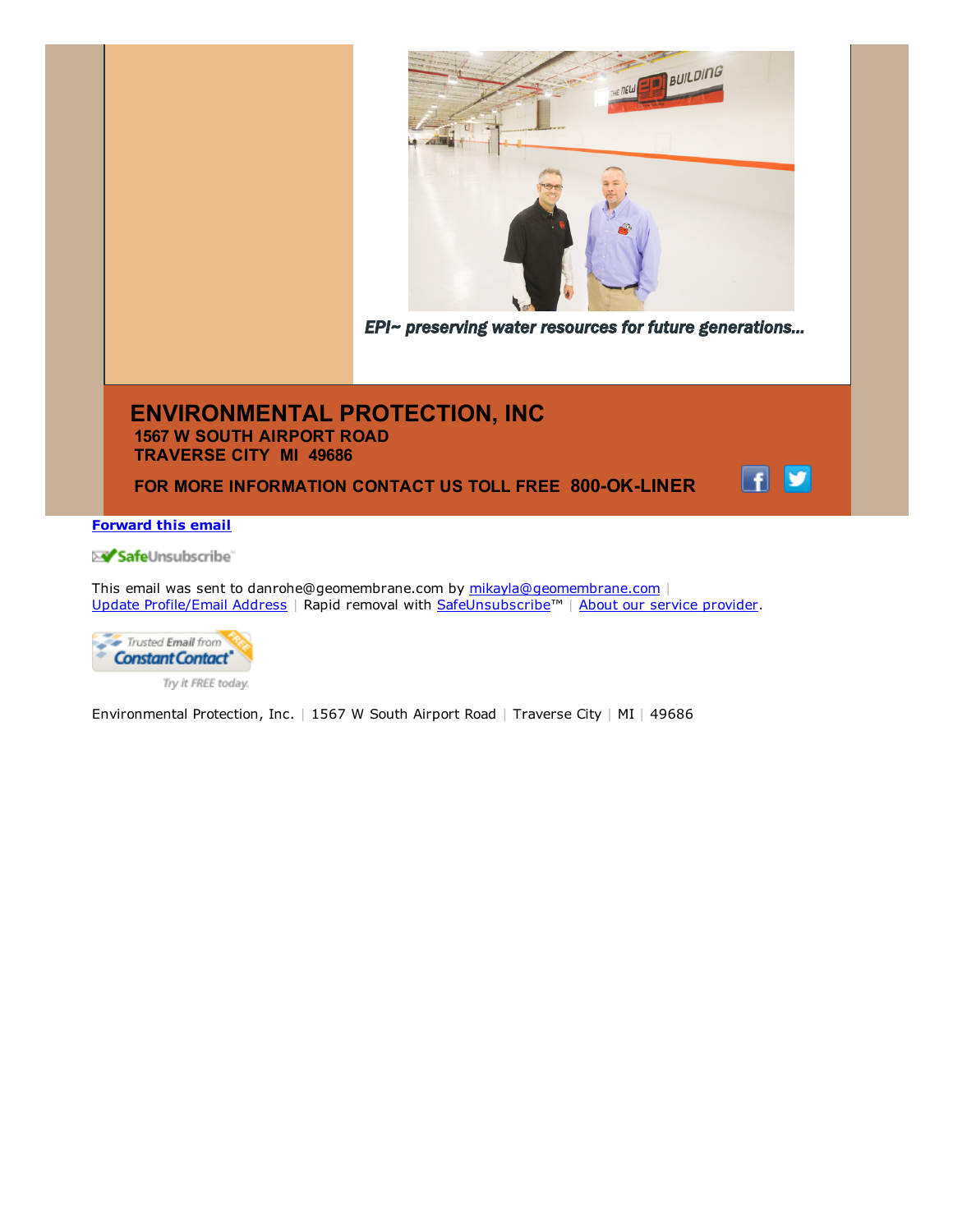*EPI~ preserving water resources for future generations...*

**ENVIRONMENTAL PROTECTION, INC**

**1567 W SOUTH AIRPORT ROAD**
**TRAVERSE CITY MI 49686**

**FOR MORE INFORMATION CONTACT US TOLL FREE 800-OK-LINER**

**Forward this email**

SafeUnsubscribe

This email was sent to danrohe@geomembrane.com by mikayla@geomembrane.com | Update Profile/Email Address | Rapid removal with SafeUnsubscribe™ | About our service provider.

Trusted Email from Constant Contact
Try it FREE today.

Environmental Protection, Inc. | 1567 W South Airport Road | Traverse City | MI | 49686